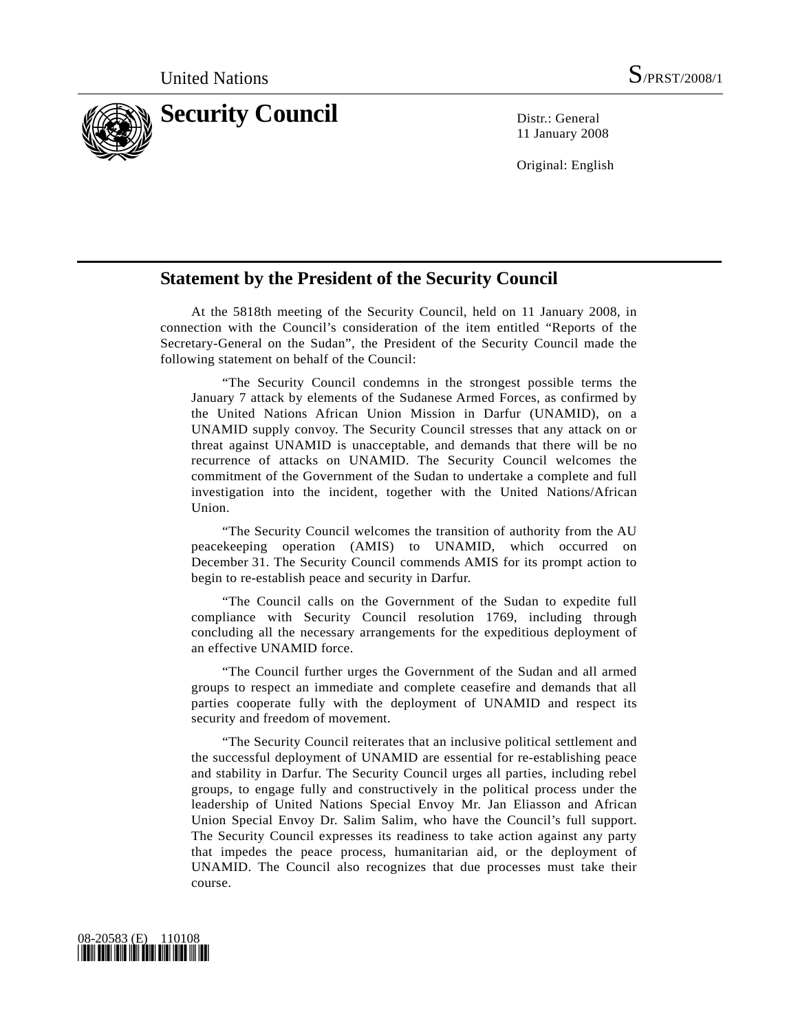United Nations S/PRST/2008/1

# Security Council

Distr.: General
11 January 2008

Original: English

## Statement by the President of the Security Council

At the 5818th meeting of the Security Council, held on 11 January 2008, in connection with the Council's consideration of the item entitled "Reports of the Secretary-General on the Sudan", the President of the Security Council made the following statement on behalf of the Council:

"The Security Council condemns in the strongest possible terms the January 7 attack by elements of the Sudanese Armed Forces, as confirmed by the United Nations African Union Mission in Darfur (UNAMID), on a UNAMID supply convoy. The Security Council stresses that any attack on or threat against UNAMID is unacceptable, and demands that there will be no recurrence of attacks on UNAMID. The Security Council welcomes the commitment of the Government of the Sudan to undertake a complete and full investigation into the incident, together with the United Nations/African Union.

"The Security Council welcomes the transition of authority from the AU peacekeeping operation (AMIS) to UNAMID, which occurred on December 31. The Security Council commends AMIS for its prompt action to begin to re-establish peace and security in Darfur.

"The Council calls on the Government of the Sudan to expedite full compliance with Security Council resolution 1769, including through concluding all the necessary arrangements for the expeditious deployment of an effective UNAMID force.

"The Council further urges the Government of the Sudan and all armed groups to respect an immediate and complete ceasefire and demands that all parties cooperate fully with the deployment of UNAMID and respect its security and freedom of movement.

"The Security Council reiterates that an inclusive political settlement and the successful deployment of UNAMID are essential for re-establishing peace and stability in Darfur. The Security Council urges all parties, including rebel groups, to engage fully and constructively in the political process under the leadership of United Nations Special Envoy Mr. Jan Eliasson and African Union Special Envoy Dr. Salim Salim, who have the Council's full support. The Security Council expresses its readiness to take action against any party that impedes the peace process, humanitarian aid, or the deployment of UNAMID. The Council also recognizes that due processes must take their course.

08-20583 (E) 110108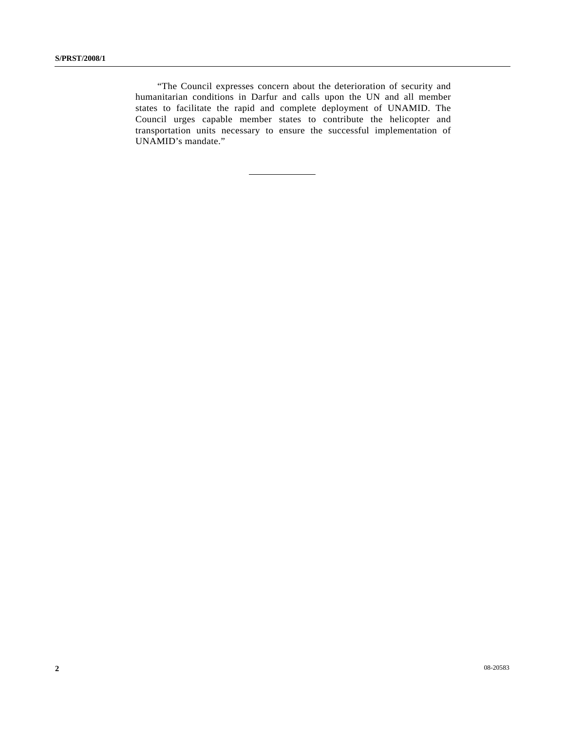"The Council expresses concern about the deterioration of security and humanitarian conditions in Darfur and calls upon the UN and all member states to facilitate the rapid and complete deployment of UNAMID. The Council urges capable member states to contribute the helicopter and transportation units necessary to ensure the successful implementation of UNAMID's mandate."